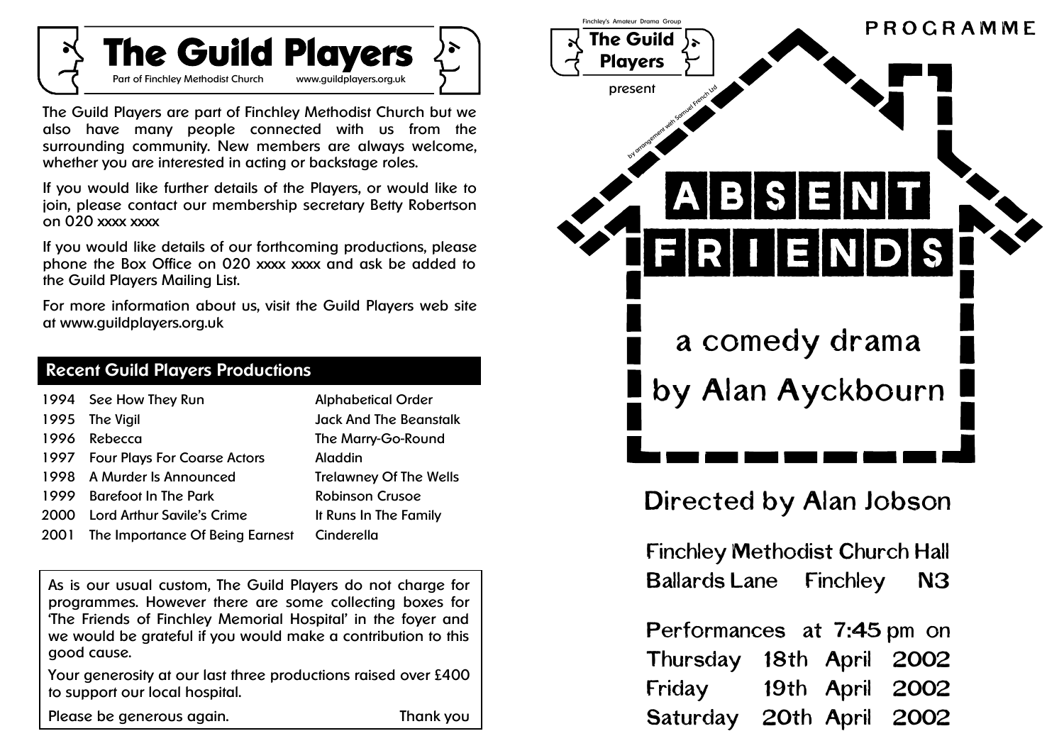# The Guild Players

Part of Finchley Methodist Church www.guildplayers.org.uk

The Guild Players are part of Finchley Methodist Church but we also have many people connected with us from the surrounding community. New members are always welcome, whether you are interested in acting or backstage roles.

If you would like further details of the Players, or would like to join, please contact our membership secretary Betty Robertson on 020 xxxx xxxx

If you would like details of our forthcoming productions, please phone the Box Office on 020 xxxx xxxx and ask be added to the Guild Players Mailing List.

For more information about us, visit the Guild Players web site at www.guildplayers.org.uk

## Recent Guild Players Productions

| | | |
|---|---|---|
| 1994 | See How They Run | Alphabetical Order |
| 1995 | The Vigil | Jack And The Beanstalk |
| 1996 | Rebecca | The Marry-Go-Round |
| 1997 | Four Plays For Coarse Actors | Aladdin |
| 1998 | A Murder Is Announced | Trelawney Of The Wells |
| 1999 | Barefoot In The Park | Robinson Crusoe |
| 2000 | Lord Arthur Savile's Crime | It Runs In The Family |
| 2001 | The Importance Of Being Earnest | Cinderella |

As is our usual custom, The Guild Players do not charge for programmes. However there are some collecting boxes for 'The Friends of Finchley Memorial Hospital' in the foyer and we would be grateful if you would make a contribution to this good cause.

Your generosity at our last three productions raised over £400 to support our local hospital.

Please be generous again. Thank you

PROGRAMME

Finchley's Amateur Drama Group

The Guild Players

present

by arrangement with Samuel French Ltd

# ABSENT FRIENDS

a comedy drama

by Alan Ayckbourn

## Directed by Alan Jobson

Finchley Methodist Church Hall
Ballards Lane Finchley N3

Performances at 7:45 pm on
Thursday 18th April 2002
Friday 19th April 2002
Saturday 20th April 2002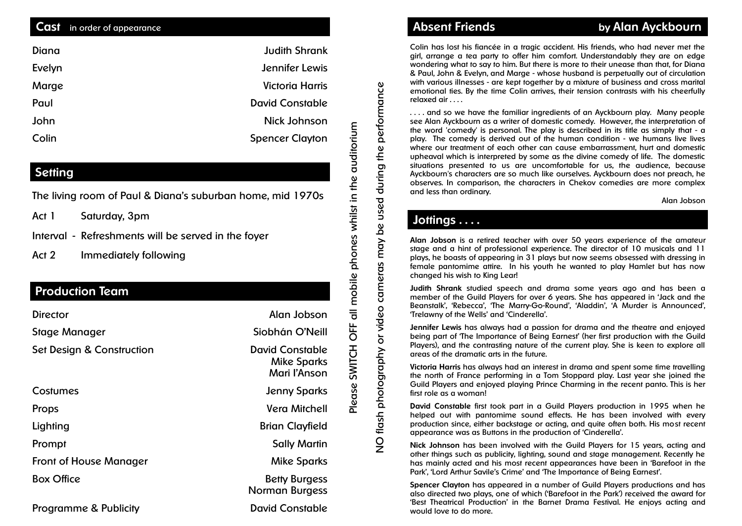## Cast in order of appearance

| | |
|---|---|
| Diana | Judith Shrank |
| Evelyn | Jennifer Lewis |
| Marge | Victoria Harris |
| Paul | David Constable |
| John | Nick Johnson |
| Colin | Spencer Clayton |

## Setting

The living room of Paul & Diana's suburban home, mid 1970s

Act 1 Saturday, 3pm

Interval - Refreshments will be served in the foyer

Act 2 Immediately following

## Production Team

| | |
|---|---|
| Director | Alan Jobson |
| Stage Manager | Siobhán O'Neill |
| Set Design & Construction | David Constable<br>Mike Sparks<br>Mari I'Anson |
| Costumes | Jenny Sparks |
| Props | Vera Mitchell |
| Lighting | Brian Clayfield |
| Prompt | Sally Martin |
| Front of House Manager | Mike Sparks |
| Box Office | Betty Burgess<br>Norman Burgess |
| Programme & Publicity | David Constable |

Please SWITCH OFF all mobile phones whilst in the auditorium

NO flash photography or video cameras may be used during the performance

## Absent Friends by Alan Ayckbourn

Colin has lost his fiancée in a tragic accident. His friends, who had never met the girl, arrange a tea party to offer him comfort. Understandably they are on edge wondering what to say to him. But there is more to their unease than that, for Diana & Paul, John & Evelyn, and Marge - whose husband is perpetually out of circulation with various illnesses - are kept together by a mixture of business and cross marital emotional ties. By the time Colin arrives, their tension contrasts with his cheerfully relaxed air . . . .

. . . . and so we have the familiar ingredients of an Ayckbourn play. Many people see Alan Ayckbourn as a writer of domestic comedy. However, the interpretation of the word 'comedy' is personal. The play is described in its title as simply that - a play. The comedy is derived out of the human condition - we humans live lives where our treatment of each other can cause embarrassment, hurt and domestic upheaval which is interpreted by some as the divine comedy of life. The domestic situations presented to us are uncomfortable for us, the audience, because Ayckbourn's characters are so much like ourselves. Ayckbourn does not preach, he observes. In comparison, the characters in Chekov comedies are more complex and less than ordinary.

Alan Jobson

## Jottings . . . .

**Alan Jobson** is a retired teacher with over 50 years experience of the amateur stage and a hint of professional experience. The director of 10 musicals and 11 plays, he boasts of appearing in 31 plays but now seems obsessed with dressing in female pantomime attire. In his youth he wanted to play Hamlet but has now changed his wish to King Lear!

**Judith Shrank** studied speech and drama some years ago and has been a member of the Guild Players for over 6 years. She has appeared in 'Jack and the Beanstalk', 'Rebecca', 'The Marry-Go-Round', 'Aladdin', 'A Murder is Announced', 'Trelawny of the Wells' and 'Cinderella'.

**Jennifer Lewis** has always had a passion for drama and the theatre and enjoyed being part of 'The Importance of Being Earnest' (her first production with the Guild Players), and the contrasting nature of the current play. She is keen to explore all areas of the dramatic arts in the future.

**Victoria Harris** has always had an interest in drama and spent some time travelling the north of France performing in a Tom Stoppard play. Last year she joined the Guild Players and enjoyed playing Prince Charming in the recent panto. This is her first role as a woman!

**David Constable** first took part in a Guild Players production in 1995 when he helped out with pantomime sound effects. He has been involved with every production since, either backstage or acting, and quite often both. His most recent appearance was as Buttons in the production of 'Cinderella'.

**Nick Johnson** has been involved with the Guild Players for 15 years, acting and other things such as publicity, lighting, sound and stage management. Recently he has mainly acted and his most recent appearances have been in 'Barefoot in the Park', 'Lord Arthur Savile's Crime' and 'The Importance of Being Earnest'.

**Spencer Clayton** has appeared in a number of Guild Players productions and has also directed two plays, one of which ('Barefoot in the Park') received the award for 'Best Theatrical Production' in the Barnet Drama Festival. He enjoys acting and would love to do more.